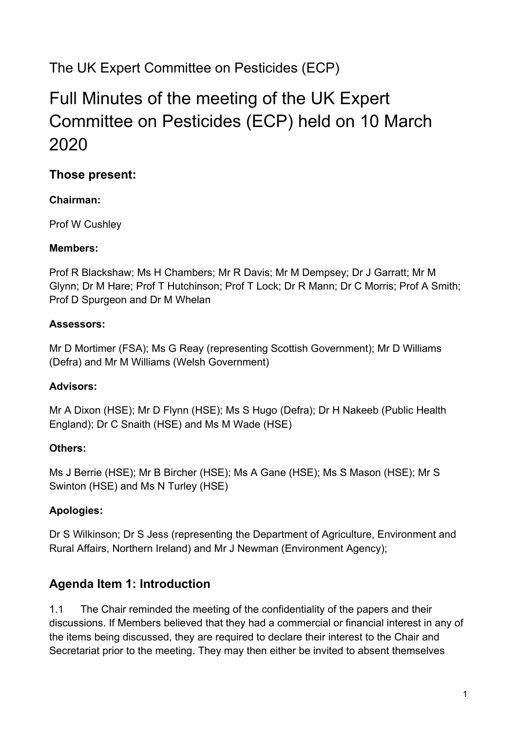The UK Expert Committee on Pesticides (ECP)

# Full Minutes of the meeting of the UK Expert Committee on Pesticides (ECP) held on 10 March 2020

## Those present:

**Chairman:**

Prof W Cushley

**Members:**

Prof R Blackshaw; Ms H Chambers; Mr R Davis; Mr M Dempsey; Dr J Garratt; Mr M Glynn; Dr M Hare; Prof T Hutchinson; Prof T Lock; Dr R Mann; Dr C Morris; Prof A Smith; Prof D Spurgeon and Dr M Whelan

**Assessors:**

Mr D Mortimer (FSA); Ms G Reay (representing Scottish Government); Mr D Williams (Defra) and Mr M Williams (Welsh Government)

**Advisors:**

Mr A Dixon (HSE); Mr D Flynn (HSE); Ms S Hugo (Defra); Dr H Nakeeb (Public Health England); Dr C Snaith (HSE) and Ms M Wade (HSE)

**Others:**

Ms J Berrie (HSE); Mr B Bircher (HSE); Ms A Gane (HSE); Ms S Mason (HSE); Mr S Swinton (HSE) and Ms N Turley (HSE)

**Apologies:**

Dr S Wilkinson; Dr S Jess (representing the Department of Agriculture, Environment and Rural Affairs, Northern Ireland) and Mr J Newman (Environment Agency);

## Agenda Item 1: Introduction

1.1 The Chair reminded the meeting of the confidentiality of the papers and their discussions. If Members believed that they had a commercial or financial interest in any of the items being discussed, they are required to declare their interest to the Chair and Secretariat prior to the meeting. They may then either be invited to absent themselves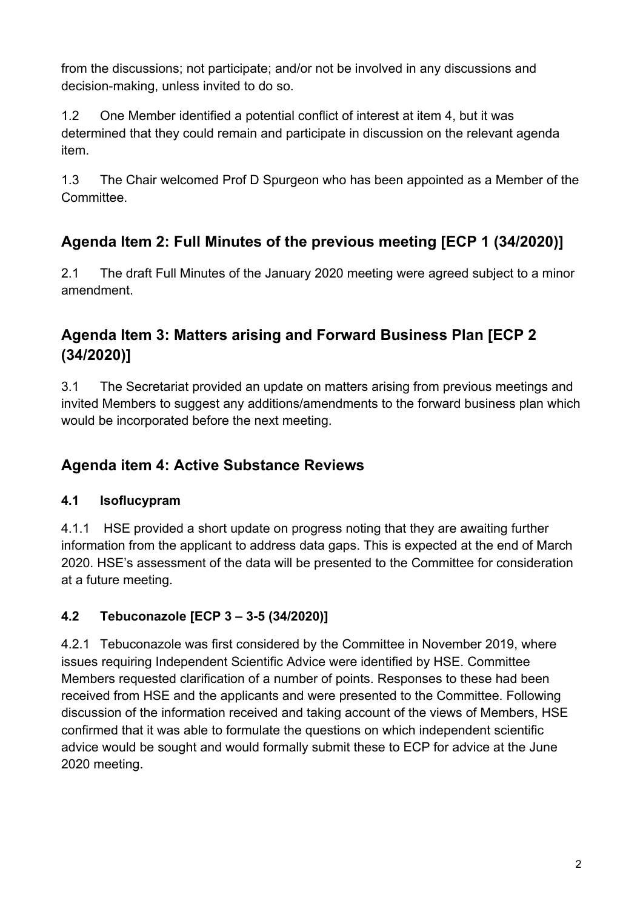from the discussions; not participate; and/or not be involved in any discussions and decision-making, unless invited to do so.

1.2 One Member identified a potential conflict of interest at item 4, but it was determined that they could remain and participate in discussion on the relevant agenda item.

1.3 The Chair welcomed Prof D Spurgeon who has been appointed as a Member of the Committee.

## Agenda Item 2: Full Minutes of the previous meeting [ECP 1 (34/2020)]

2.1 The draft Full Minutes of the January 2020 meeting were agreed subject to a minor amendment.

## Agenda Item 3: Matters arising and Forward Business Plan [ECP 2 (34/2020)]

3.1 The Secretariat provided an update on matters arising from previous meetings and invited Members to suggest any additions/amendments to the forward business plan which would be incorporated before the next meeting.

## Agenda item 4: Active Substance Reviews

### 4.1 Isoflucypram

4.1.1 HSE provided a short update on progress noting that they are awaiting further information from the applicant to address data gaps. This is expected at the end of March 2020. HSE's assessment of the data will be presented to the Committee for consideration at a future meeting.

### 4.2 Tebuconazole [ECP 3 – 3-5 (34/2020)]

4.2.1 Tebuconazole was first considered by the Committee in November 2019, where issues requiring Independent Scientific Advice were identified by HSE. Committee Members requested clarification of a number of points. Responses to these had been received from HSE and the applicants and were presented to the Committee. Following discussion of the information received and taking account of the views of Members, HSE confirmed that it was able to formulate the questions on which independent scientific advice would be sought and would formally submit these to ECP for advice at the June 2020 meeting.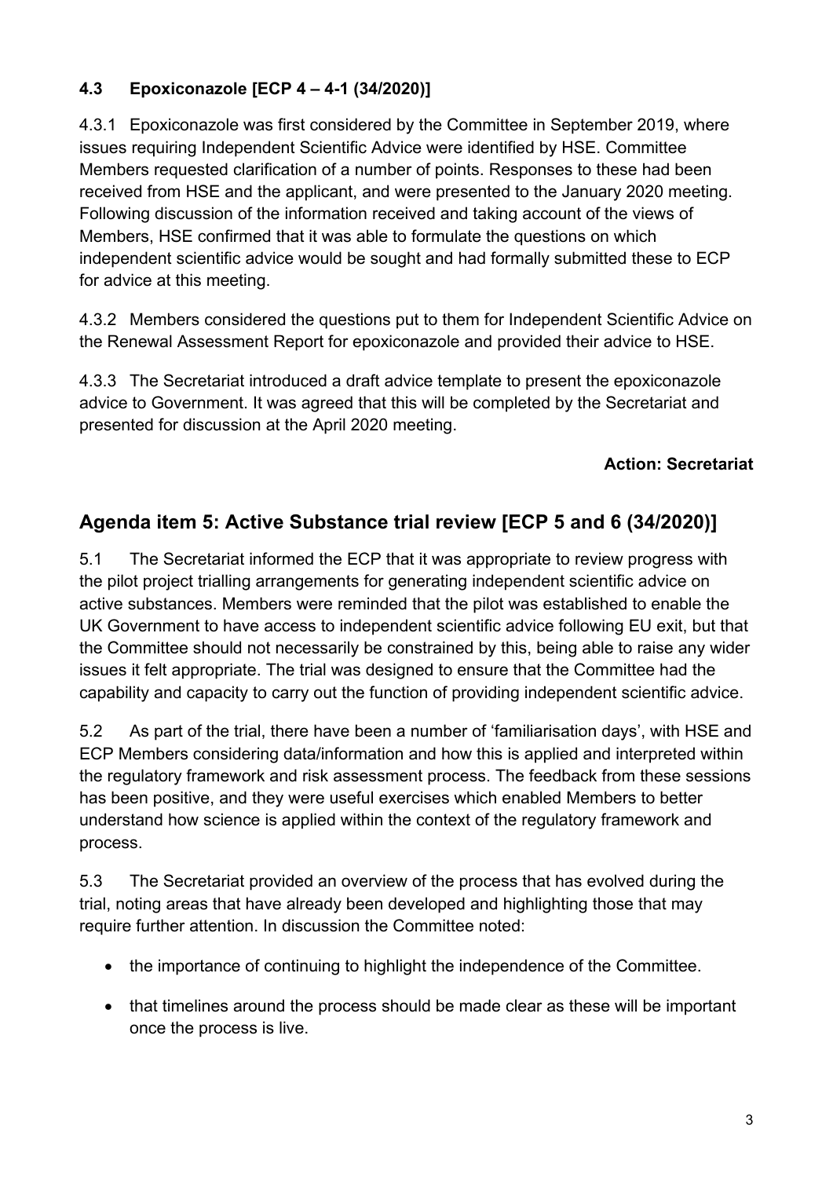### 4.3 Epoxiconazole [ECP 4 – 4-1 (34/2020)]

4.3.1 Epoxiconazole was first considered by the Committee in September 2019, where issues requiring Independent Scientific Advice were identified by HSE. Committee Members requested clarification of a number of points. Responses to these had been received from HSE and the applicant, and were presented to the January 2020 meeting. Following discussion of the information received and taking account of the views of Members, HSE confirmed that it was able to formulate the questions on which independent scientific advice would be sought and had formally submitted these to ECP for advice at this meeting.

4.3.2 Members considered the questions put to them for Independent Scientific Advice on the Renewal Assessment Report for epoxiconazole and provided their advice to HSE.

4.3.3 The Secretariat introduced a draft advice template to present the epoxiconazole advice to Government. It was agreed that this will be completed by the Secretariat and presented for discussion at the April 2020 meeting.

**Action: Secretariat**

## Agenda item 5: Active Substance trial review [ECP 5 and 6 (34/2020)]

5.1 The Secretariat informed the ECP that it was appropriate to review progress with the pilot project trialling arrangements for generating independent scientific advice on active substances. Members were reminded that the pilot was established to enable the UK Government to have access to independent scientific advice following EU exit, but that the Committee should not necessarily be constrained by this, being able to raise any wider issues it felt appropriate. The trial was designed to ensure that the Committee had the capability and capacity to carry out the function of providing independent scientific advice.

5.2 As part of the trial, there have been a number of 'familiarisation days', with HSE and ECP Members considering data/information and how this is applied and interpreted within the regulatory framework and risk assessment process. The feedback from these sessions has been positive, and they were useful exercises which enabled Members to better understand how science is applied within the context of the regulatory framework and process.

5.3 The Secretariat provided an overview of the process that has evolved during the trial, noting areas that have already been developed and highlighting those that may require further attention. In discussion the Committee noted:

- the importance of continuing to highlight the independence of the Committee.
- that timelines around the process should be made clear as these will be important once the process is live.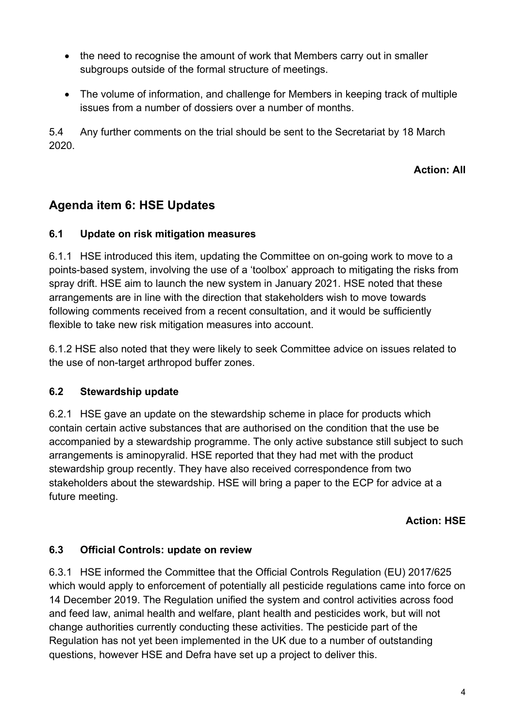- the need to recognise the amount of work that Members carry out in smaller subgroups outside of the formal structure of meetings.
- The volume of information, and challenge for Members in keeping track of multiple issues from a number of dossiers over a number of months.

5.4 Any further comments on the trial should be sent to the Secretariat by 18 March 2020.

**Action: All**

## Agenda item 6: HSE Updates

### 6.1 Update on risk mitigation measures

6.1.1 HSE introduced this item, updating the Committee on on-going work to move to a points-based system, involving the use of a 'toolbox' approach to mitigating the risks from spray drift. HSE aim to launch the new system in January 2021. HSE noted that these arrangements are in line with the direction that stakeholders wish to move towards following comments received from a recent consultation, and it would be sufficiently flexible to take new risk mitigation measures into account.

6.1.2 HSE also noted that they were likely to seek Committee advice on issues related to the use of non-target arthropod buffer zones.

### 6.2 Stewardship update

6.2.1 HSE gave an update on the stewardship scheme in place for products which contain certain active substances that are authorised on the condition that the use be accompanied by a stewardship programme. The only active substance still subject to such arrangements is aminopyralid. HSE reported that they had met with the product stewardship group recently. They have also received correspondence from two stakeholders about the stewardship. HSE will bring a paper to the ECP for advice at a future meeting.

**Action: HSE**

### 6.3 Official Controls: update on review

6.3.1 HSE informed the Committee that the Official Controls Regulation (EU) 2017/625 which would apply to enforcement of potentially all pesticide regulations came into force on 14 December 2019. The Regulation unified the system and control activities across food and feed law, animal health and welfare, plant health and pesticides work, but will not change authorities currently conducting these activities. The pesticide part of the Regulation has not yet been implemented in the UK due to a number of outstanding questions, however HSE and Defra have set up a project to deliver this.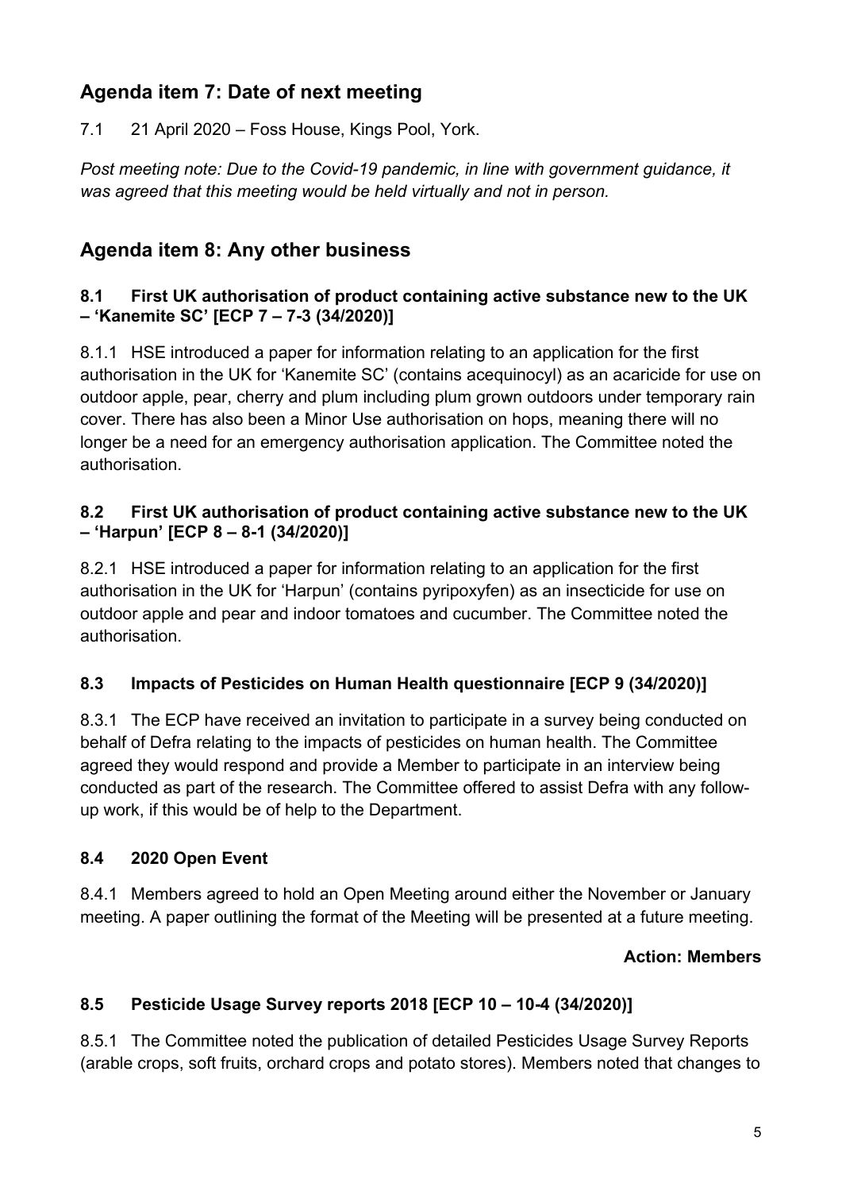## Agenda item 7: Date of next meeting

7.1 21 April 2020 – Foss House, Kings Pool, York.

*Post meeting note: Due to the Covid-19 pandemic, in line with government guidance, it was agreed that this meeting would be held virtually and not in person.*

## Agenda item 8: Any other business

### 8.1 First UK authorisation of product containing active substance new to the UK – 'Kanemite SC' [ECP 7 – 7-3 (34/2020)]

8.1.1 HSE introduced a paper for information relating to an application for the first authorisation in the UK for 'Kanemite SC' (contains acequinocyl) as an acaricide for use on outdoor apple, pear, cherry and plum including plum grown outdoors under temporary rain cover. There has also been a Minor Use authorisation on hops, meaning there will no longer be a need for an emergency authorisation application. The Committee noted the authorisation.

### 8.2 First UK authorisation of product containing active substance new to the UK – 'Harpun' [ECP 8 – 8-1 (34/2020)]

8.2.1 HSE introduced a paper for information relating to an application for the first authorisation in the UK for 'Harpun' (contains pyripoxyfen) as an insecticide for use on outdoor apple and pear and indoor tomatoes and cucumber. The Committee noted the authorisation.

### 8.3 Impacts of Pesticides on Human Health questionnaire [ECP 9 (34/2020)]

8.3.1 The ECP have received an invitation to participate in a survey being conducted on behalf of Defra relating to the impacts of pesticides on human health. The Committee agreed they would respond and provide a Member to participate in an interview being conducted as part of the research. The Committee offered to assist Defra with any follow-up work, if this would be of help to the Department.

### 8.4 2020 Open Event

8.4.1 Members agreed to hold an Open Meeting around either the November or January meeting. A paper outlining the format of the Meeting will be presented at a future meeting.

**Action: Members**

### 8.5 Pesticide Usage Survey reports 2018 [ECP 10 – 10-4 (34/2020)]

8.5.1 The Committee noted the publication of detailed Pesticides Usage Survey Reports (arable crops, soft fruits, orchard crops and potato stores). Members noted that changes to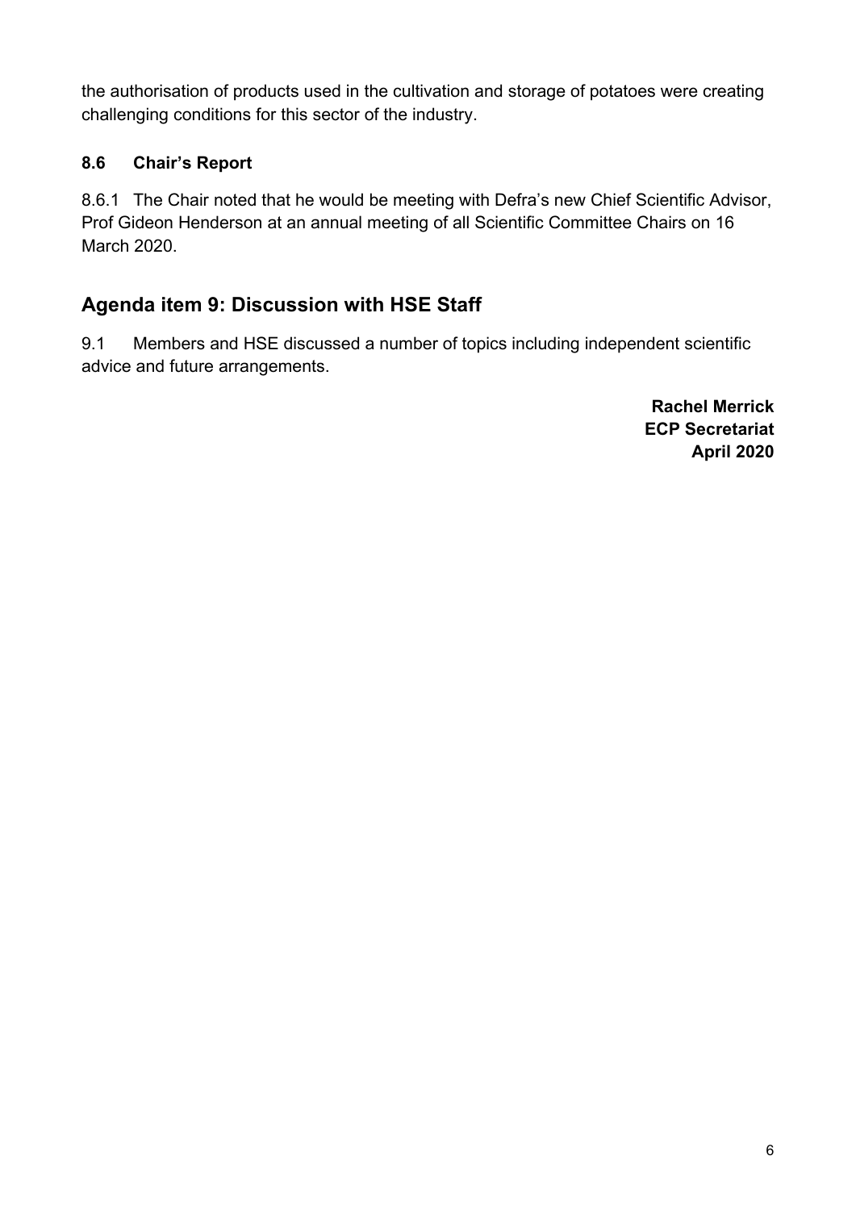the authorisation of products used in the cultivation and storage of potatoes were creating challenging conditions for this sector of the industry.

### 8.6 Chair's Report

8.6.1 The Chair noted that he would be meeting with Defra's new Chief Scientific Advisor, Prof Gideon Henderson at an annual meeting of all Scientific Committee Chairs on 16 March 2020.

## Agenda item 9: Discussion with HSE Staff

9.1 Members and HSE discussed a number of topics including independent scientific advice and future arrangements.

**Rachel Merrick**
**ECP Secretariat**
**April 2020**